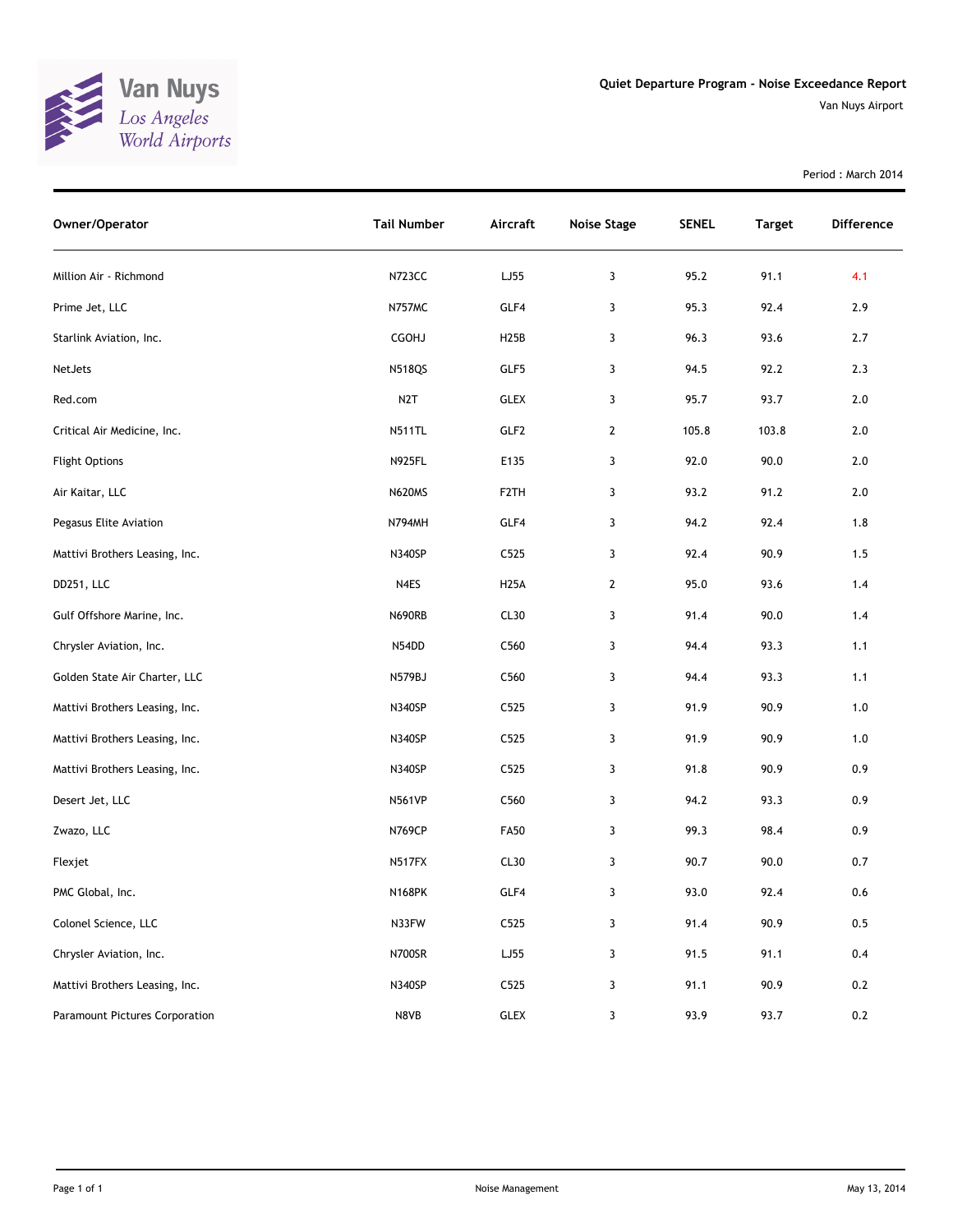Van Nuys
*Los Angeles World Airports*

# Quiet Departure Program - Noise Exceedance Report

Van Nuys Airport

Period : March 2014

| Owner/Operator | Tail Number | Aircraft | Noise Stage | SENEL | Target | Difference |
|---|---|---|---|---|---|---|
| Million Air - Richmond | N723CC | LJ55 | 3 | 95.2 | 91.1 | 4.1 |
| Prime Jet, LLC | N757MC | GLF4 | 3 | 95.3 | 92.4 | 2.9 |
| Starlink Aviation, Inc. | CGOHJ | H25B | 3 | 96.3 | 93.6 | 2.7 |
| NetJets | N518QS | GLF5 | 3 | 94.5 | 92.2 | 2.3 |
| Red.com | N2T | GLEX | 3 | 95.7 | 93.7 | 2.0 |
| Critical Air Medicine, Inc. | N511TL | GLF2 | 2 | 105.8 | 103.8 | 2.0 |
| Flight Options | N925FL | E135 | 3 | 92.0 | 90.0 | 2.0 |
| Air Kaitar, LLC | N620MS | F2TH | 3 | 93.2 | 91.2 | 2.0 |
| Pegasus Elite Aviation | N794MH | GLF4 | 3 | 94.2 | 92.4 | 1.8 |
| Mattivi Brothers Leasing, Inc. | N340SP | C525 | 3 | 92.4 | 90.9 | 1.5 |
| DD251, LLC | N4ES | H25A | 2 | 95.0 | 93.6 | 1.4 |
| Gulf Offshore Marine, Inc. | N690RB | CL30 | 3 | 91.4 | 90.0 | 1.4 |
| Chrysler Aviation, Inc. | N54DD | C560 | 3 | 94.4 | 93.3 | 1.1 |
| Golden State Air Charter, LLC | N579BJ | C560 | 3 | 94.4 | 93.3 | 1.1 |
| Mattivi Brothers Leasing, Inc. | N340SP | C525 | 3 | 91.9 | 90.9 | 1.0 |
| Mattivi Brothers Leasing, Inc. | N340SP | C525 | 3 | 91.9 | 90.9 | 1.0 |
| Mattivi Brothers Leasing, Inc. | N340SP | C525 | 3 | 91.8 | 90.9 | 0.9 |
| Desert Jet, LLC | N561VP | C560 | 3 | 94.2 | 93.3 | 0.9 |
| Zwazo, LLC | N769CP | FA50 | 3 | 99.3 | 98.4 | 0.9 |
| Flexjet | N517FX | CL30 | 3 | 90.7 | 90.0 | 0.7 |
| PMC Global, Inc. | N168PK | GLF4 | 3 | 93.0 | 92.4 | 0.6 |
| Colonel Science, LLC | N33FW | C525 | 3 | 91.4 | 90.9 | 0.5 |
| Chrysler Aviation, Inc. | N700SR | LJ55 | 3 | 91.5 | 91.1 | 0.4 |
| Mattivi Brothers Leasing, Inc. | N340SP | C525 | 3 | 91.1 | 90.9 | 0.2 |
| Paramount Pictures Corporation | N8VB | GLEX | 3 | 93.9 | 93.7 | 0.2 |

Noise Management

May 13, 2014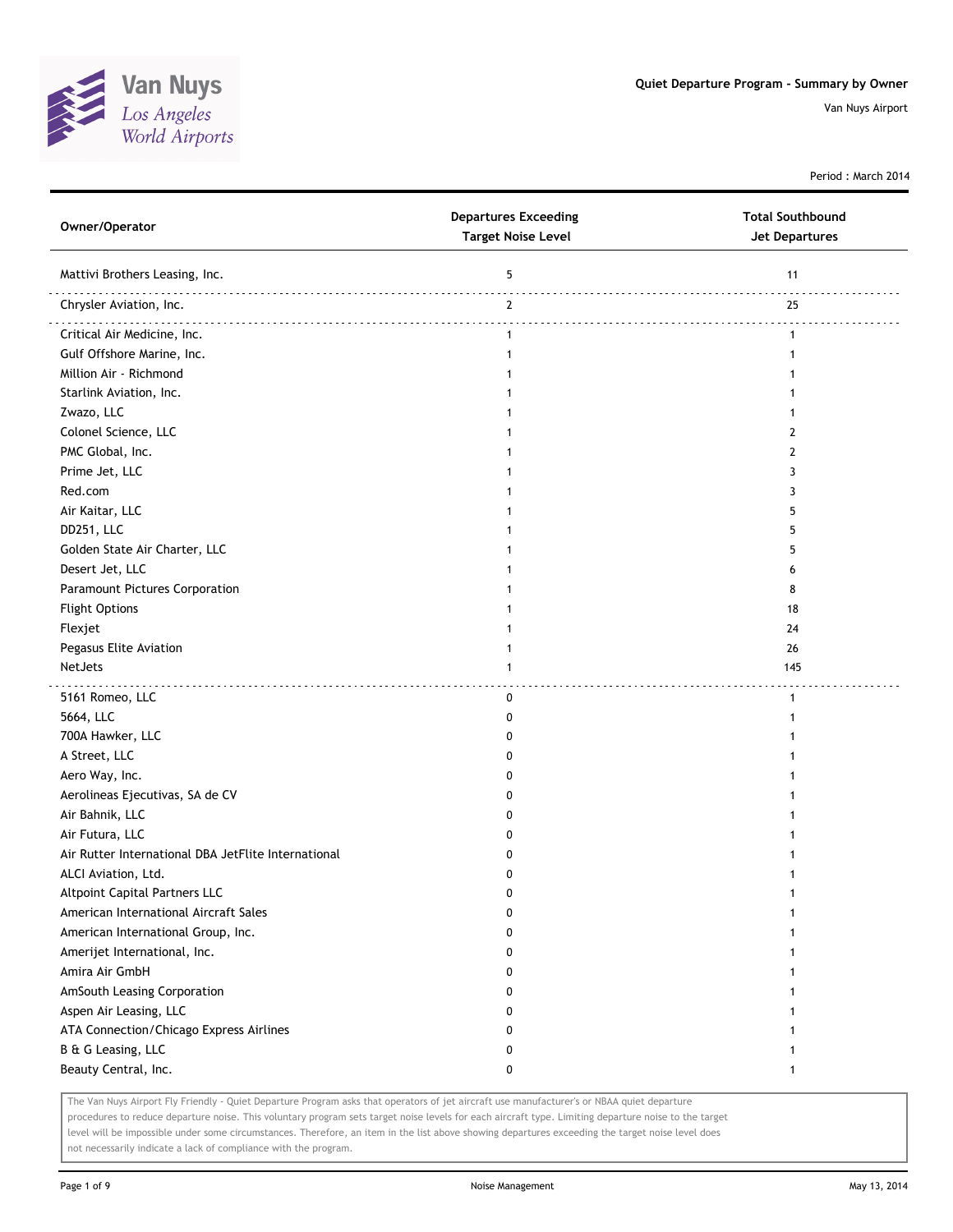# Quiet Departure Program - Summary by Owner

Van Nuys Airport

Period : March 2014

| Owner/Operator | Departures Exceeding Target Noise Level | Total Southbound Jet Departures |
|---|---|---|
| Mattivi Brothers Leasing, Inc. | 5 | 11 |
| Chrysler Aviation, Inc. | 2 | 25 |
| Critical Air Medicine, Inc. | 1 | 1 |
| Gulf Offshore Marine, Inc. | 1 | 1 |
| Million Air - Richmond | 1 | 1 |
| Starlink Aviation, Inc. | 1 | 1 |
| Zwazo, LLC | 1 | 1 |
| Colonel Science, LLC | 1 | 2 |
| PMC Global, Inc. | 1 | 2 |
| Prime Jet, LLC | 1 | 3 |
| Red.com | 1 | 3 |
| Air Kaitar, LLC | 1 | 5 |
| DD251, LLC | 1 | 5 |
| Golden State Air Charter, LLC | 1 | 5 |
| Desert Jet, LLC | 1 | 6 |
| Paramount Pictures Corporation | 1 | 8 |
| Flight Options | 1 | 18 |
| Flexjet | 1 | 24 |
| Pegasus Elite Aviation | 1 | 26 |
| NetJets | 1 | 145 |
| 5161 Romeo, LLC | 0 | 1 |
| 5664, LLC | 0 | 1 |
| 700A Hawker, LLC | 0 | 1 |
| A Street, LLC | 0 | 1 |
| Aero Way, Inc. | 0 | 1 |
| Aerolineas Ejecutivas, SA de CV | 0 | 1 |
| Air Bahnik, LLC | 0 | 1 |
| Air Futura, LLC | 0 | 1 |
| Air Rutter International DBA JetFlite International | 0 | 1 |
| ALCI Aviation, Ltd. | 0 | 1 |
| Altpoint Capital Partners LLC | 0 | 1 |
| American International Aircraft Sales | 0 | 1 |
| American International Group, Inc. | 0 | 1 |
| Amerijet International, Inc. | 0 | 1 |
| Amira Air GmbH | 0 | 1 |
| AmSouth Leasing Corporation | 0 | 1 |
| Aspen Air Leasing, LLC | 0 | 1 |
| ATA Connection/Chicago Express Airlines | 0 | 1 |
| B & G Leasing, LLC | 0 | 1 |
| Beauty Central, Inc. | 0 | 1 |

The Van Nuys Airport Fly Friendly - Quiet Departure Program asks that operators of jet aircraft use manufacturer's or NBAA quiet departure procedures to reduce departure noise. This voluntary program sets target noise levels for each aircraft type. Limiting departure noise to the target level will be impossible under some circumstances. Therefore, an item in the list above showing departures exceeding the target noise level does not necessarily indicate a lack of compliance with the program.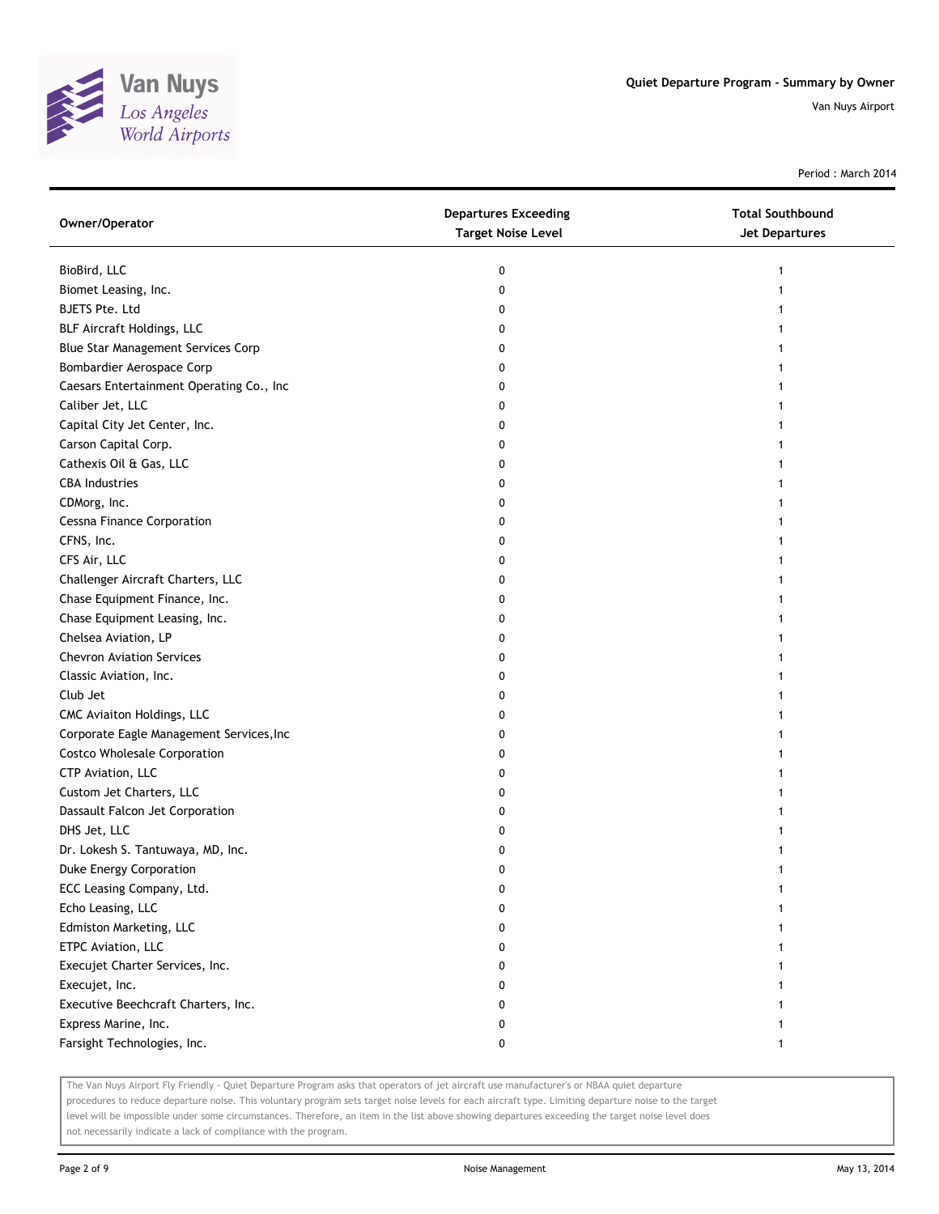# Quiet Departure Program - Summary by Owner

Van Nuys Airport

Period : March 2014

| Owner/Operator | Departures Exceeding Target Noise Level | Total Southbound Jet Departures |
| --- | --- | --- |
| BioBird, LLC | 0 | 1 |
| Biomet Leasing, Inc. | 0 | 1 |
| BJETS Pte. Ltd | 0 | 1 |
| BLF Aircraft Holdings, LLC | 0 | 1 |
| Blue Star Management Services Corp | 0 | 1 |
| Bombardier Aerospace Corp | 0 | 1 |
| Caesars Entertainment Operating Co., Inc | 0 | 1 |
| Caliber Jet, LLC | 0 | 1 |
| Capital City Jet Center, Inc. | 0 | 1 |
| Carson Capital Corp. | 0 | 1 |
| Cathexis Oil & Gas, LLC | 0 | 1 |
| CBA Industries | 0 | 1 |
| CDMorg, Inc. | 0 | 1 |
| Cessna Finance Corporation | 0 | 1 |
| CFNS, Inc. | 0 | 1 |
| CFS Air, LLC | 0 | 1 |
| Challenger Aircraft Charters, LLC | 0 | 1 |
| Chase Equipment Finance, Inc. | 0 | 1 |
| Chase Equipment Leasing, Inc. | 0 | 1 |
| Chelsea Aviation, LP | 0 | 1 |
| Chevron Aviation Services | 0 | 1 |
| Classic Aviation, Inc. | 0 | 1 |
| Club Jet | 0 | 1 |
| CMC Aviaiton Holdings, LLC | 0 | 1 |
| Corporate Eagle Management Services,Inc | 0 | 1 |
| Costco Wholesale Corporation | 0 | 1 |
| CTP Aviation, LLC | 0 | 1 |
| Custom Jet Charters, LLC | 0 | 1 |
| Dassault Falcon Jet Corporation | 0 | 1 |
| DHS Jet, LLC | 0 | 1 |
| Dr. Lokesh S. Tantuwaya, MD, Inc. | 0 | 1 |
| Duke Energy Corporation | 0 | 1 |
| ECC Leasing Company, Ltd. | 0 | 1 |
| Echo Leasing, LLC | 0 | 1 |
| Edmiston Marketing, LLC | 0 | 1 |
| ETPC Aviation, LLC | 0 | 1 |
| Execujet Charter Services, Inc. | 0 | 1 |
| Execujet, Inc. | 0 | 1 |
| Executive Beechcraft Charters, Inc. | 0 | 1 |
| Express Marine, Inc. | 0 | 1 |
| Farsight Technologies, Inc. | 0 | 1 |

The Van Nuys Airport Fly Friendly - Quiet Departure Program asks that operators of jet aircraft use manufacturer's or NBAA quiet departure procedures to reduce departure noise. This voluntary program sets target noise levels for each aircraft type. Limiting departure noise to the target level will be impossible under some circumstances. Therefore, an item in the list above showing departures exceeding the target noise level does not necessarily indicate a lack of compliance with the program.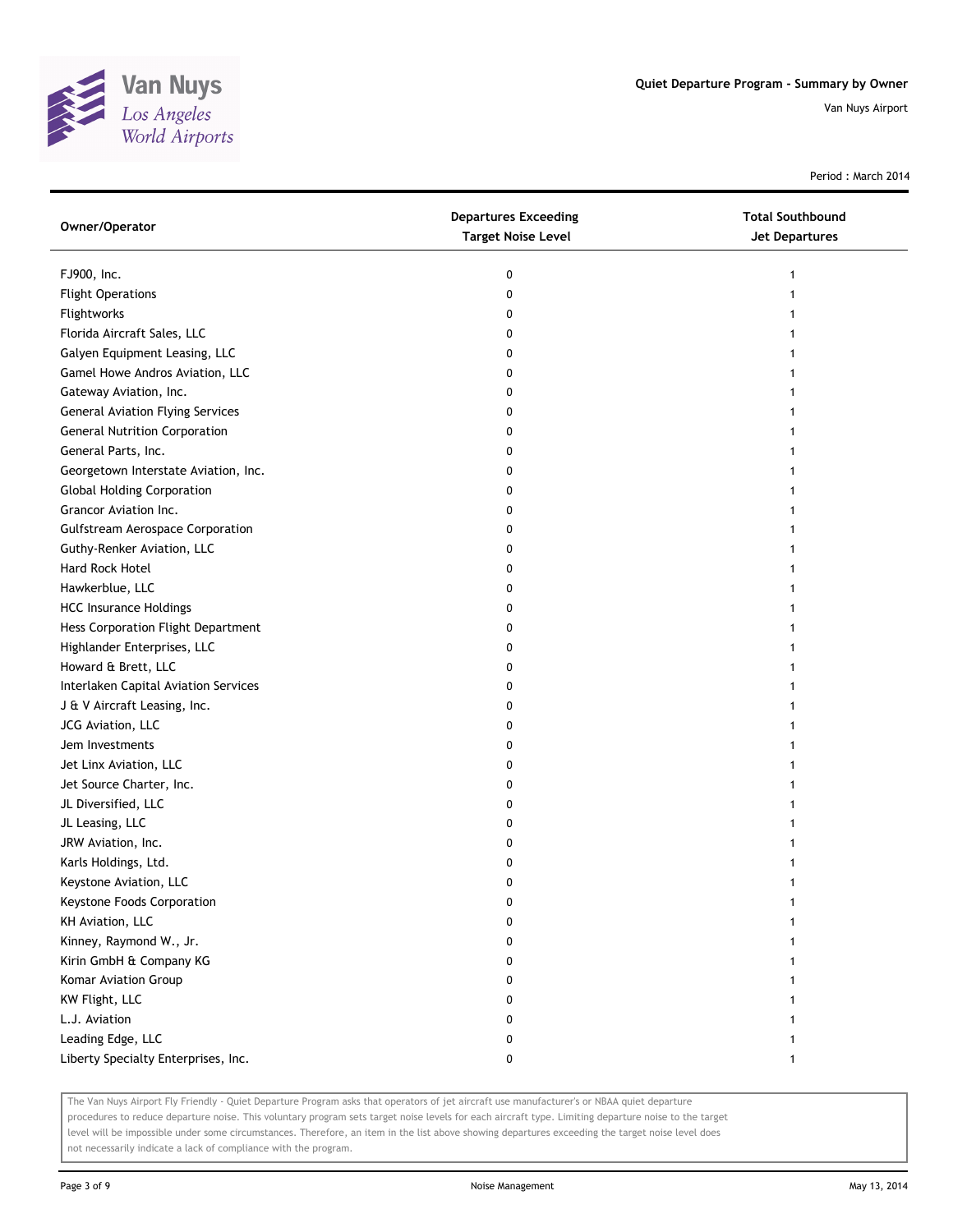# Quiet Departure Program - Summary by Owner

Van Nuys Airport

Period : March 2014

| Owner/Operator | Departures Exceeding Target Noise Level | Total Southbound Jet Departures |
|---|---|---|
| FJ900, Inc. | 0 | 1 |
| Flight Operations | 0 | 1 |
| Flightworks | 0 | 1 |
| Florida Aircraft Sales, LLC | 0 | 1 |
| Galyen Equipment Leasing, LLC | 0 | 1 |
| Gamel Howe Andros Aviation, LLC | 0 | 1 |
| Gateway Aviation, Inc. | 0 | 1 |
| General Aviation Flying Services | 0 | 1 |
| General Nutrition Corporation | 0 | 1 |
| General Parts, Inc. | 0 | 1 |
| Georgetown Interstate Aviation, Inc. | 0 | 1 |
| Global Holding Corporation | 0 | 1 |
| Grancor Aviation Inc. | 0 | 1 |
| Gulfstream Aerospace Corporation | 0 | 1 |
| Guthy-Renker Aviation, LLC | 0 | 1 |
| Hard Rock Hotel | 0 | 1 |
| Hawkerblue, LLC | 0 | 1 |
| HCC Insurance Holdings | 0 | 1 |
| Hess Corporation Flight Department | 0 | 1 |
| Highlander Enterprises, LLC | 0 | 1 |
| Howard & Brett, LLC | 0 | 1 |
| Interlaken Capital Aviation Services | 0 | 1 |
| J & V Aircraft Leasing, Inc. | 0 | 1 |
| JCG Aviation, LLC | 0 | 1 |
| Jem Investments | 0 | 1 |
| Jet Linx Aviation, LLC | 0 | 1 |
| Jet Source Charter, Inc. | 0 | 1 |
| JL Diversified, LLC | 0 | 1 |
| JL Leasing, LLC | 0 | 1 |
| JRW Aviation, Inc. | 0 | 1 |
| Karls Holdings, Ltd. | 0 | 1 |
| Keystone Aviation, LLC | 0 | 1 |
| Keystone Foods Corporation | 0 | 1 |
| KH Aviation, LLC | 0 | 1 |
| Kinney, Raymond W., Jr. | 0 | 1 |
| Kirin GmbH & Company KG | 0 | 1 |
| Komar Aviation Group | 0 | 1 |
| KW Flight, LLC | 0 | 1 |
| L.J. Aviation | 0 | 1 |
| Leading Edge, LLC | 0 | 1 |
| Liberty Specialty Enterprises, Inc. | 0 | 1 |

The Van Nuys Airport Fly Friendly - Quiet Departure Program asks that operators of jet aircraft use manufacturer's or NBAA quiet departure procedures to reduce departure noise. This voluntary program sets target noise levels for each aircraft type. Limiting departure noise to the target level will be impossible under some circumstances. Therefore, an item in the list above showing departures exceeding the target noise level does not necessarily indicate a lack of compliance with the program.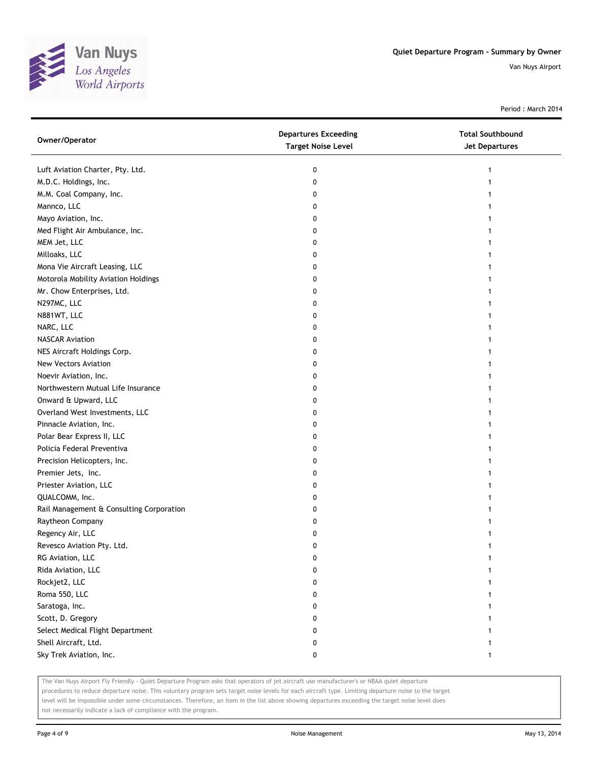# Quiet Departure Program - Summary by Owner

Van Nuys Airport

Period : March 2014

| Owner/Operator | Departures Exceeding Target Noise Level | Total Southbound Jet Departures |
|---|---|---|
| Luft Aviation Charter, Pty. Ltd. | 0 | 1 |
| M.D.C. Holdings, Inc. | 0 | 1 |
| M.M. Coal Company, Inc. | 0 | 1 |
| Mannco, LLC | 0 | 1 |
| Mayo Aviation, Inc. | 0 | 1 |
| Med Flight Air Ambulance, Inc. | 0 | 1 |
| MEM Jet, LLC | 0 | 1 |
| Milloaks, LLC | 0 | 1 |
| Mona Vie Aircraft Leasing, LLC | 0 | 1 |
| Motorola Mobility Aviation Holdings | 0 | 1 |
| Mr. Chow Enterprises, Ltd. | 0 | 1 |
| N297MC, LLC | 0 | 1 |
| N881WT, LLC | 0 | 1 |
| NARC, LLC | 0 | 1 |
| NASCAR Aviation | 0 | 1 |
| NES Aircraft Holdings Corp. | 0 | 1 |
| New Vectors Aviation | 0 | 1 |
| Noevir Aviation, Inc. | 0 | 1 |
| Northwestern Mutual Life Insurance | 0 | 1 |
| Onward & Upward, LLC | 0 | 1 |
| Overland West Investments, LLC | 0 | 1 |
| Pinnacle Aviation, Inc. | 0 | 1 |
| Polar Bear Express II, LLC | 0 | 1 |
| Policia Federal Preventiva | 0 | 1 |
| Precision Helicopters, Inc. | 0 | 1 |
| Premier Jets, Inc. | 0 | 1 |
| Priester Aviation, LLC | 0 | 1 |
| QUALCOMM, Inc. | 0 | 1 |
| Rail Management & Consulting Corporation | 0 | 1 |
| Raytheon Company | 0 | 1 |
| Regency Air, LLC | 0 | 1 |
| Revesco Aviation Pty. Ltd. | 0 | 1 |
| RG Aviation, LLC | 0 | 1 |
| Rida Aviation, LLC | 0 | 1 |
| Rockjet2, LLC | 0 | 1 |
| Roma 550, LLC | 0 | 1 |
| Saratoga, Inc. | 0 | 1 |
| Scott, D. Gregory | 0 | 1 |
| Select Medical Flight Department | 0 | 1 |
| Shell Aircraft, Ltd. | 0 | 1 |
| Sky Trek Aviation, Inc. | 0 | 1 |

The Van Nuys Airport Fly Friendly - Quiet Departure Program asks that operators of jet aircraft use manufacturer's or NBAA quiet departure procedures to reduce departure noise. This voluntary program sets target noise levels for each aircraft type. Limiting departure noise to the target level will be impossible under some circumstances. Therefore, an item in the list above showing departures exceeding the target noise level does not necessarily indicate a lack of compliance with the program.

Noise Management

May 13, 2014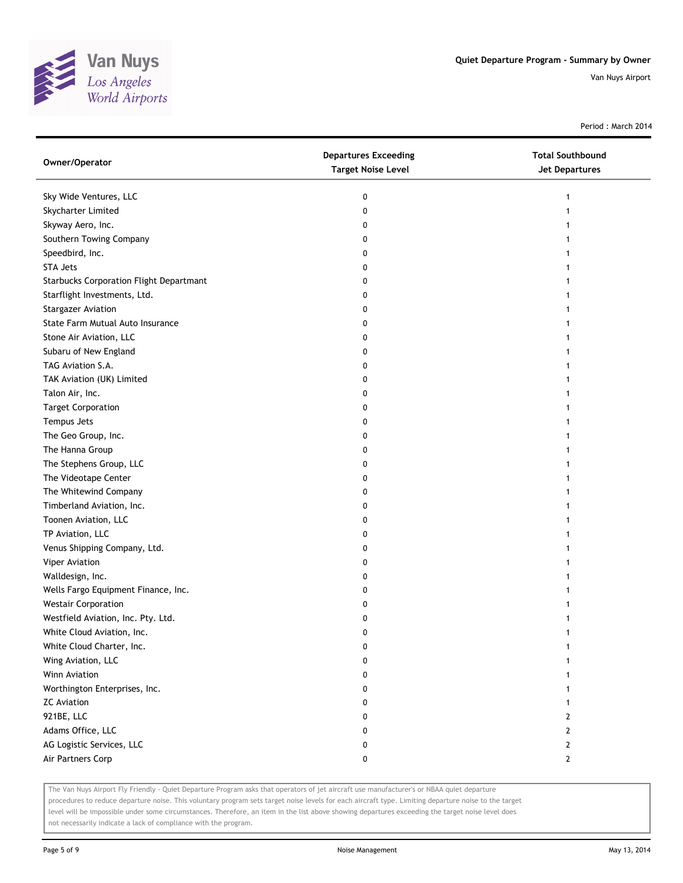# Quiet Departure Program - Summary by Owner

Van Nuys Airport

Period : March 2014

| Owner/Operator | Departures Exceeding Target Noise Level | Total Southbound Jet Departures |
|---|---|---|
| Sky Wide Ventures, LLC | 0 | 1 |
| Skycharter Limited | 0 | 1 |
| Skyway Aero, Inc. | 0 | 1 |
| Southern Towing Company | 0 | 1 |
| Speedbird, Inc. | 0 | 1 |
| STA Jets | 0 | 1 |
| Starbucks Corporation Flight Departmant | 0 | 1 |
| Starflight Investments, Ltd. | 0 | 1 |
| Stargazer Aviation | 0 | 1 |
| State Farm Mutual Auto Insurance | 0 | 1 |
| Stone Air Aviation, LLC | 0 | 1 |
| Subaru of New England | 0 | 1 |
| TAG Aviation S.A. | 0 | 1 |
| TAK Aviation (UK) Limited | 0 | 1 |
| Talon Air, Inc. | 0 | 1 |
| Target Corporation | 0 | 1 |
| Tempus Jets | 0 | 1 |
| The Geo Group, Inc. | 0 | 1 |
| The Hanna Group | 0 | 1 |
| The Stephens Group, LLC | 0 | 1 |
| The Videotape Center | 0 | 1 |
| The Whitewind Company | 0 | 1 |
| Timberland Aviation, Inc. | 0 | 1 |
| Toonen Aviation, LLC | 0 | 1 |
| TP Aviation, LLC | 0 | 1 |
| Venus Shipping Company, Ltd. | 0 | 1 |
| Viper Aviation | 0 | 1 |
| Walldesign, Inc. | 0 | 1 |
| Wells Fargo Equipment Finance, Inc. | 0 | 1 |
| Westair Corporation | 0 | 1 |
| Westfield Aviation, Inc. Pty. Ltd. | 0 | 1 |
| White Cloud Aviation, Inc. | 0 | 1 |
| White Cloud Charter, Inc. | 0 | 1 |
| Wing Aviation, LLC | 0 | 1 |
| Winn Aviation | 0 | 1 |
| Worthington Enterprises, Inc. | 0 | 1 |
| ZC Aviation | 0 | 1 |
| 921BE, LLC | 0 | 2 |
| Adams Office, LLC | 0 | 2 |
| AG Logistic Services, LLC | 0 | 2 |
| Air Partners Corp | 0 | 2 |

The Van Nuys Airport Fly Friendly - Quiet Departure Program asks that operators of jet aircraft use manufacturer's or NBAA quiet departure procedures to reduce departure noise. This voluntary program sets target noise levels for each aircraft type. Limiting departure noise to the target level will be impossible under some circumstances. Therefore, an item in the list above showing departures exceeding the target noise level does not necessarily indicate a lack of compliance with the program.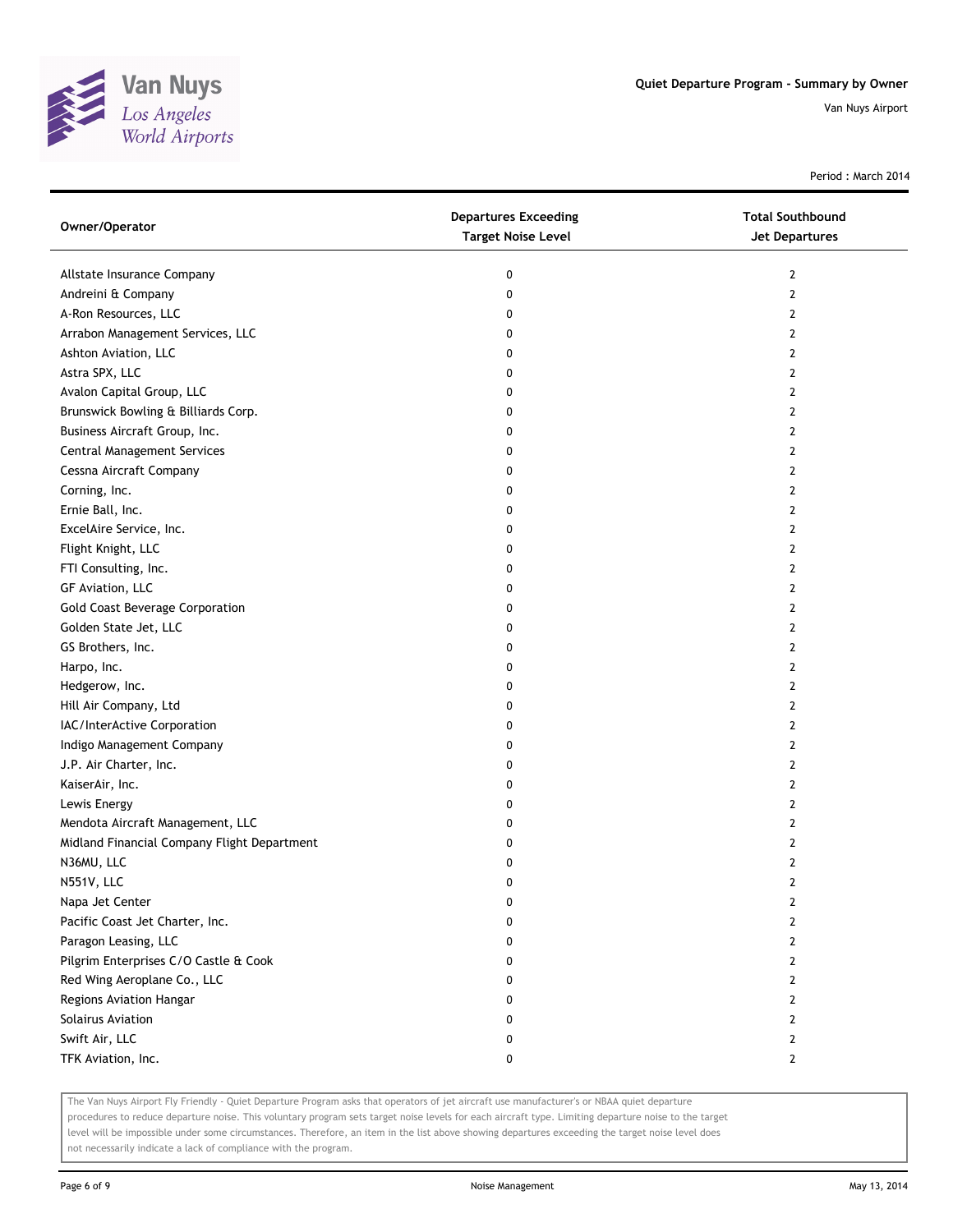Period : March 2014

| Owner/Operator | Departures Exceeding Target Noise Level | Total Southbound Jet Departures |
|---|---|---|
| Allstate Insurance Company | 0 | 2 |
| Andreini & Company | 0 | 2 |
| A-Ron Resources, LLC | 0 | 2 |
| Arrabon Management Services, LLC | 0 | 2 |
| Ashton Aviation, LLC | 0 | 2 |
| Astra SPX, LLC | 0 | 2 |
| Avalon Capital Group, LLC | 0 | 2 |
| Brunswick Bowling & Billiards Corp. | 0 | 2 |
| Business Aircraft Group, Inc. | 0 | 2 |
| Central Management Services | 0 | 2 |
| Cessna Aircraft Company | 0 | 2 |
| Corning, Inc. | 0 | 2 |
| Ernie Ball, Inc. | 0 | 2 |
| ExcelAire Service, Inc. | 0 | 2 |
| Flight Knight, LLC | 0 | 2 |
| FTI Consulting, Inc. | 0 | 2 |
| GF Aviation, LLC | 0 | 2 |
| Gold Coast Beverage Corporation | 0 | 2 |
| Golden State Jet, LLC | 0 | 2 |
| GS Brothers, Inc. | 0 | 2 |
| Harpo, Inc. | 0 | 2 |
| Hedgerow, Inc. | 0 | 2 |
| Hill Air Company, Ltd | 0 | 2 |
| IAC/InterActive Corporation | 0 | 2 |
| Indigo Management Company | 0 | 2 |
| J.P. Air Charter, Inc. | 0 | 2 |
| KaiserAir, Inc. | 0 | 2 |
| Lewis Energy | 0 | 2 |
| Mendota Aircraft Management, LLC | 0 | 2 |
| Midland Financial Company Flight Department | 0 | 2 |
| N36MU, LLC | 0 | 2 |
| N551V, LLC | 0 | 2 |
| Napa Jet Center | 0 | 2 |
| Pacific Coast Jet Charter, Inc. | 0 | 2 |
| Paragon Leasing, LLC | 0 | 2 |
| Pilgrim Enterprises C/O Castle & Cook | 0 | 2 |
| Red Wing Aeroplane Co., LLC | 0 | 2 |
| Regions Aviation Hangar | 0 | 2 |
| Solairus Aviation | 0 | 2 |
| Swift Air, LLC | 0 | 2 |
| TFK Aviation, Inc. | 0 | 2 |

The Van Nuys Airport Fly Friendly - Quiet Departure Program asks that operators of jet aircraft use manufacturer's or NBAA quiet departure procedures to reduce departure noise. This voluntary program sets target noise levels for each aircraft type. Limiting departure noise to the target level will be impossible under some circumstances. Therefore, an item in the list above showing departures exceeding the target noise level does not necessarily indicate a lack of compliance with the program.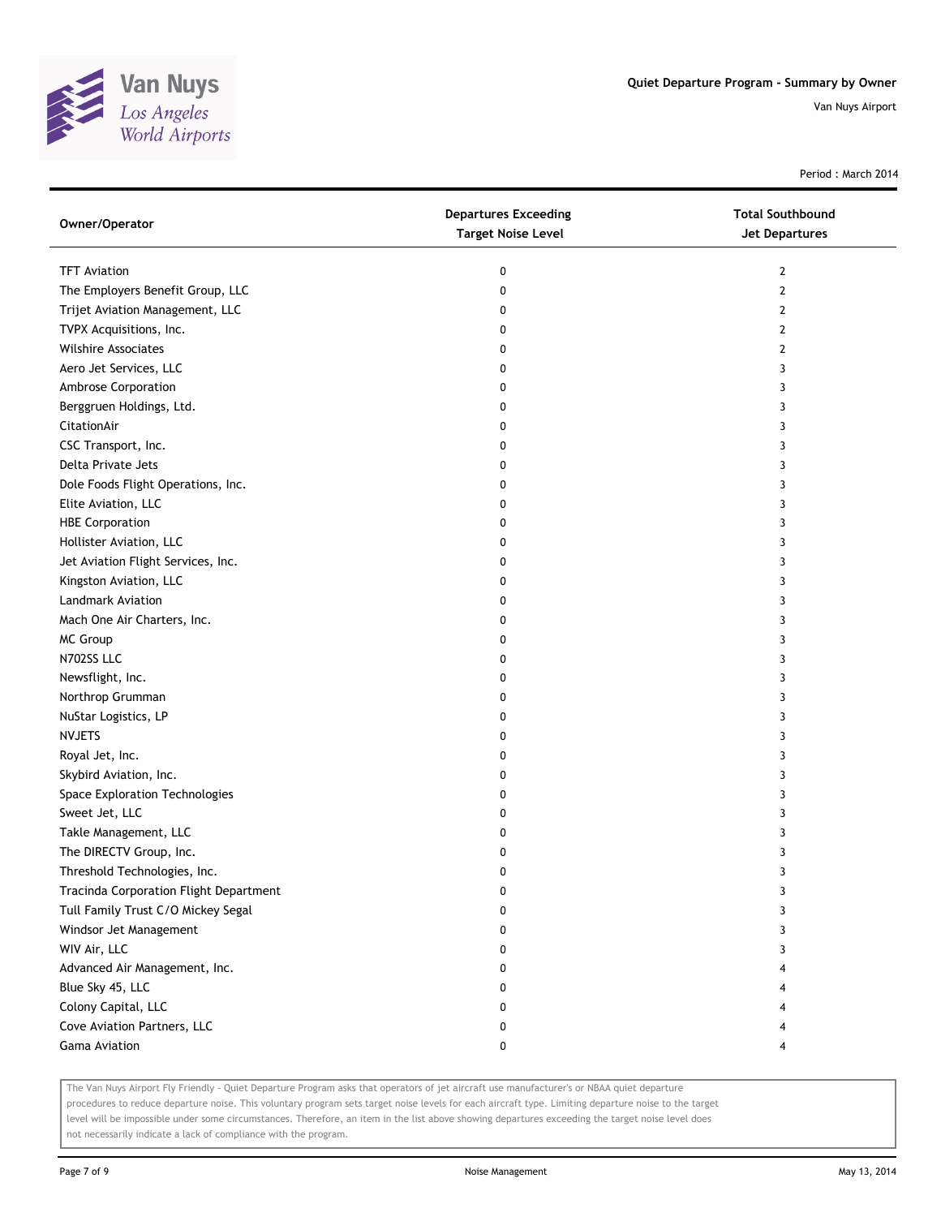# Quiet Departure Program - Summary by Owner

Van Nuys Airport

Period : March 2014

| Owner/Operator | Departures Exceeding Target Noise Level | Total Southbound Jet Departures |
|---|---|---|
| TFT Aviation | 0 | 2 |
| The Employers Benefit Group, LLC | 0 | 2 |
| Trijet Aviation Management, LLC | 0 | 2 |
| TVPX Acquisitions, Inc. | 0 | 2 |
| Wilshire Associates | 0 | 2 |
| Aero Jet Services, LLC | 0 | 3 |
| Ambrose Corporation | 0 | 3 |
| Berggruen Holdings, Ltd. | 0 | 3 |
| CitationAir | 0 | 3 |
| CSC Transport, Inc. | 0 | 3 |
| Delta Private Jets | 0 | 3 |
| Dole Foods Flight Operations, Inc. | 0 | 3 |
| Elite Aviation, LLC | 0 | 3 |
| HBE Corporation | 0 | 3 |
| Hollister Aviation, LLC | 0 | 3 |
| Jet Aviation Flight Services, Inc. | 0 | 3 |
| Kingston Aviation, LLC | 0 | 3 |
| Landmark Aviation | 0 | 3 |
| Mach One Air Charters, Inc. | 0 | 3 |
| MC Group | 0 | 3 |
| N702SS LLC | 0 | 3 |
| Newsflight, Inc. | 0 | 3 |
| Northrop Grumman | 0 | 3 |
| NuStar Logistics, LP | 0 | 3 |
| NVJETS | 0 | 3 |
| Royal Jet, Inc. | 0 | 3 |
| Skybird Aviation, Inc. | 0 | 3 |
| Space Exploration Technologies | 0 | 3 |
| Sweet Jet, LLC | 0 | 3 |
| Takle Management, LLC | 0 | 3 |
| The DIRECTV Group, Inc. | 0 | 3 |
| Threshold Technologies, Inc. | 0 | 3 |
| Tracinda Corporation Flight Department | 0 | 3 |
| Tull Family Trust C/O Mickey Segal | 0 | 3 |
| Windsor Jet Management | 0 | 3 |
| WIV Air, LLC | 0 | 3 |
| Advanced Air Management, Inc. | 0 | 4 |
| Blue Sky 45, LLC | 0 | 4 |
| Colony Capital, LLC | 0 | 4 |
| Cove Aviation Partners, LLC | 0 | 4 |
| Gama Aviation | 0 | 4 |

The Van Nuys Airport Fly Friendly - Quiet Departure Program asks that operators of jet aircraft use manufacturer's or NBAA quiet departure procedures to reduce departure noise. This voluntary program sets target noise levels for each aircraft type. Limiting departure noise to the target level will be impossible under some circumstances. Therefore, an item in the list above showing departures exceeding the target noise level does not necessarily indicate a lack of compliance with the program.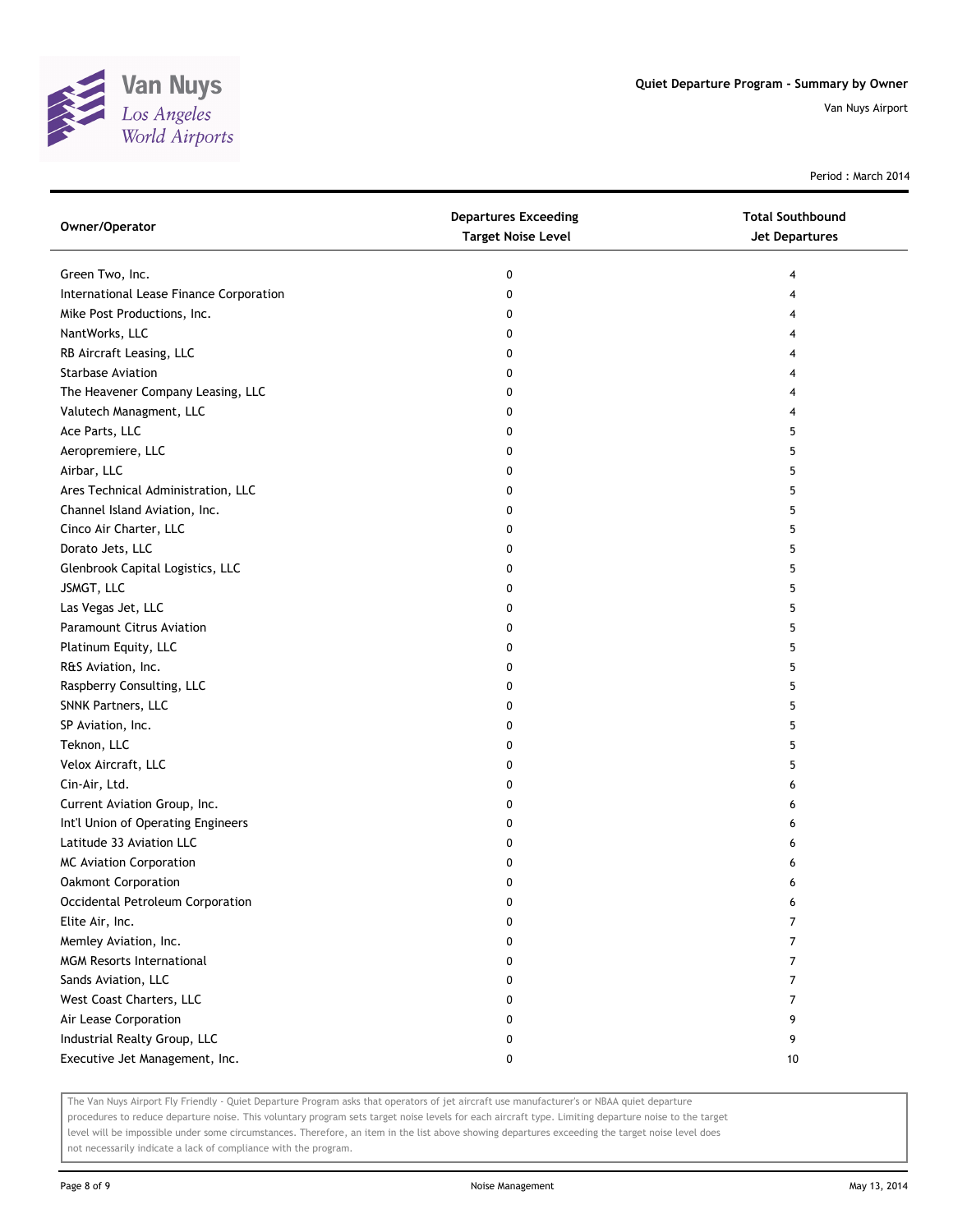Quiet Departure Program - Summary by Owner

Van Nuys Airport

Period : March 2014

| Owner/Operator | Departures Exceeding Target Noise Level | Total Southbound Jet Departures |
|---|---|---|
| Green Two, Inc. | 0 | 4 |
| International Lease Finance Corporation | 0 | 4 |
| Mike Post Productions, Inc. | 0 | 4 |
| NantWorks, LLC | 0 | 4 |
| RB Aircraft Leasing, LLC | 0 | 4 |
| Starbase Aviation | 0 | 4 |
| The Heavener Company Leasing, LLC | 0 | 4 |
| Valutech Managment, LLC | 0 | 4 |
| Ace Parts, LLC | 0 | 5 |
| Aeropremiere, LLC | 0 | 5 |
| Airbar, LLC | 0 | 5 |
| Ares Technical Administration, LLC | 0 | 5 |
| Channel Island Aviation, Inc. | 0 | 5 |
| Cinco Air Charter, LLC | 0 | 5 |
| Dorato Jets, LLC | 0 | 5 |
| Glenbrook Capital Logistics, LLC | 0 | 5 |
| JSMGT, LLC | 0 | 5 |
| Las Vegas Jet, LLC | 0 | 5 |
| Paramount Citrus Aviation | 0 | 5 |
| Platinum Equity, LLC | 0 | 5 |
| R&S Aviation, Inc. | 0 | 5 |
| Raspberry Consulting, LLC | 0 | 5 |
| SNNK Partners, LLC | 0 | 5 |
| SP Aviation, Inc. | 0 | 5 |
| Teknon, LLC | 0 | 5 |
| Velox Aircraft, LLC | 0 | 5 |
| Cin-Air, Ltd. | 0 | 6 |
| Current Aviation Group, Inc. | 0 | 6 |
| Int'l Union of Operating Engineers | 0 | 6 |
| Latitude 33 Aviation LLC | 0 | 6 |
| MC Aviation Corporation | 0 | 6 |
| Oakmont Corporation | 0 | 6 |
| Occidental Petroleum Corporation | 0 | 6 |
| Elite Air, Inc. | 0 | 7 |
| Memley Aviation, Inc. | 0 | 7 |
| MGM Resorts International | 0 | 7 |
| Sands Aviation, LLC | 0 | 7 |
| West Coast Charters, LLC | 0 | 7 |
| Air Lease Corporation | 0 | 9 |
| Industrial Realty Group, LLC | 0 | 9 |
| Executive Jet Management, Inc. | 0 | 10 |

The Van Nuys Airport Fly Friendly - Quiet Departure Program asks that operators of jet aircraft use manufacturer's or NBAA quiet departure procedures to reduce departure noise. This voluntary program sets target noise levels for each aircraft type. Limiting departure noise to the target level will be impossible under some circumstances. Therefore, an item in the list above showing departures exceeding the target noise level does not necessarily indicate a lack of compliance with the program.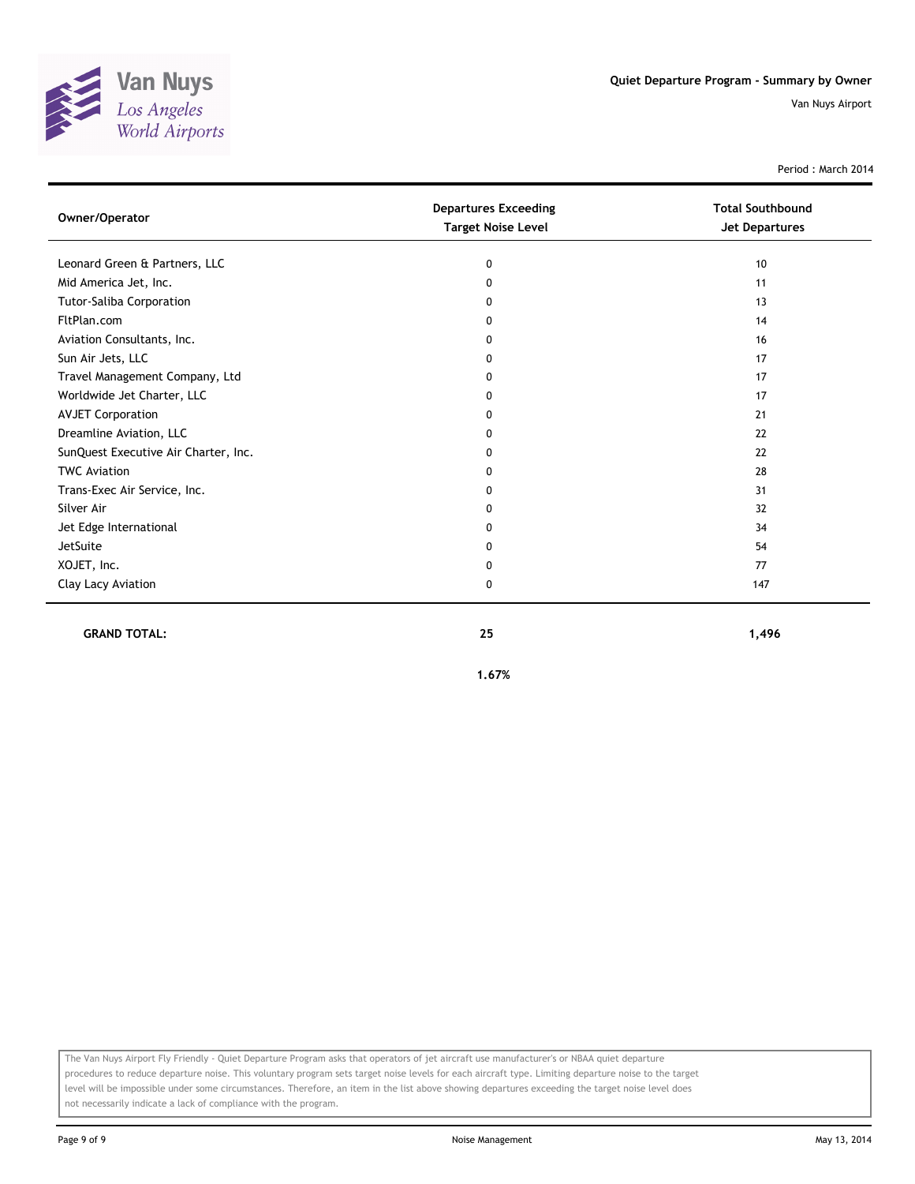# Quiet Departure Program - Summary by Owner

Van Nuys Airport

Period : March 2014

| Owner/Operator | Departures Exceeding Target Noise Level | Total Southbound Jet Departures |
|---|---|---|
| Leonard Green & Partners, LLC | 0 | 10 |
| Mid America Jet, Inc. | 0 | 11 |
| Tutor-Saliba Corporation | 0 | 13 |
| FltPlan.com | 0 | 14 |
| Aviation Consultants, Inc. | 0 | 16 |
| Sun Air Jets, LLC | 0 | 17 |
| Travel Management Company, Ltd | 0 | 17 |
| Worldwide Jet Charter, LLC | 0 | 17 |
| AVJET Corporation | 0 | 21 |
| Dreamline Aviation, LLC | 0 | 22 |
| SunQuest Executive Air Charter, Inc. | 0 | 22 |
| TWC Aviation | 0 | 28 |
| Trans-Exec Air Service, Inc. | 0 | 31 |
| Silver Air | 0 | 32 |
| Jet Edge International | 0 | 34 |
| JetSuite | 0 | 54 |
| XOJET, Inc. | 0 | 77 |
| Clay Lacy Aviation | 0 | 147 |
| **GRAND TOTAL:** | **25** | **1,496** |
| | **1.67%** | |

The Van Nuys Airport Fly Friendly - Quiet Departure Program asks that operators of jet aircraft use manufacturer's or NBAA quiet departure procedures to reduce departure noise. This voluntary program sets target noise levels for each aircraft type. Limiting departure noise to the target level will be impossible under some circumstances. Therefore, an item in the list above showing departures exceeding the target noise level does not necessarily indicate a lack of compliance with the program.

Noise Management

May 13, 2014